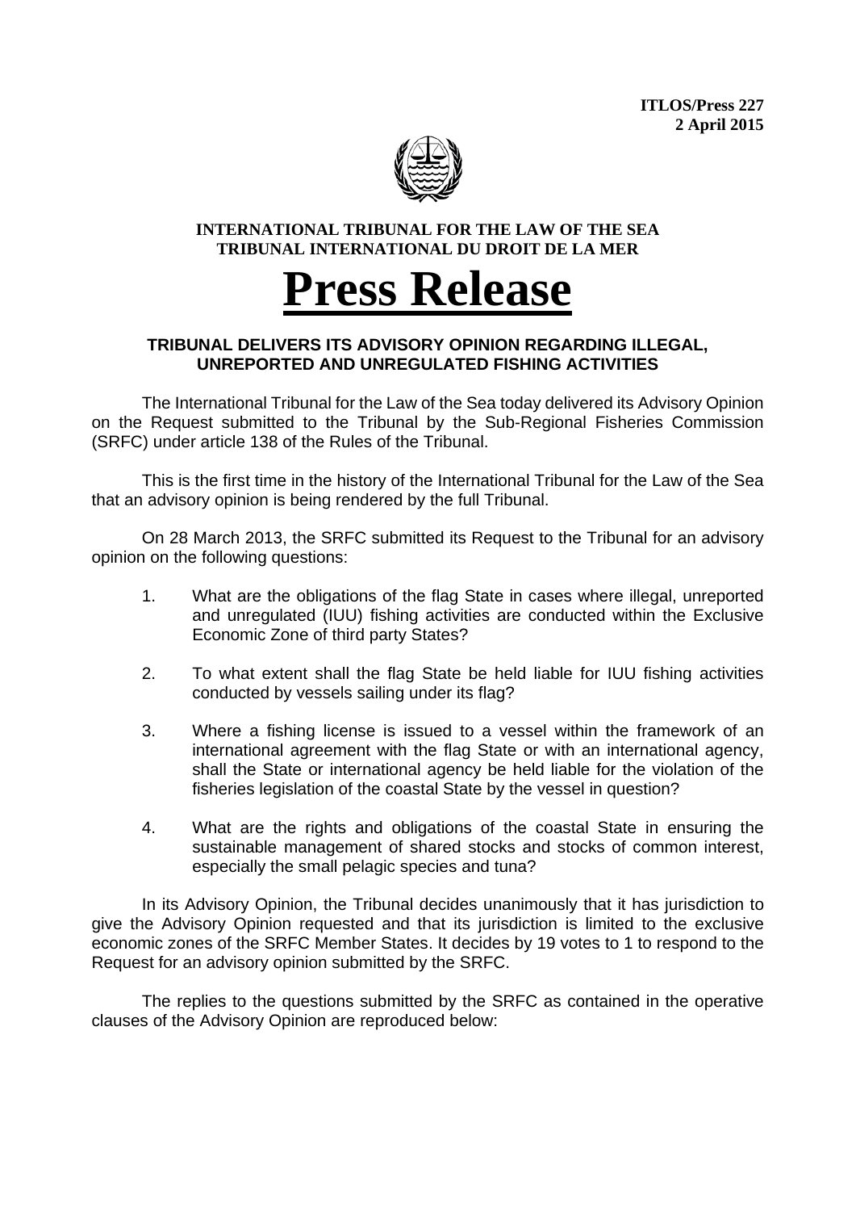**ITLOS/Press 227**
**2 April 2015**

**INTERNATIONAL TRIBUNAL FOR THE LAW OF THE SEA**
**TRIBUNAL INTERNATIONAL DU DROIT DE LA MER**

# Press Release

### TRIBUNAL DELIVERS ITS ADVISORY OPINION REGARDING ILLEGAL, UNREPORTED AND UNREGULATED FISHING ACTIVITIES

The International Tribunal for the Law of the Sea today delivered its Advisory Opinion on the Request submitted to the Tribunal by the Sub-Regional Fisheries Commission (SRFC) under article 138 of the Rules of the Tribunal.

This is the first time in the history of the International Tribunal for the Law of the Sea that an advisory opinion is being rendered by the full Tribunal.

On 28 March 2013, the SRFC submitted its Request to the Tribunal for an advisory opinion on the following questions:

1. What are the obligations of the flag State in cases where illegal, unreported and unregulated (IUU) fishing activities are conducted within the Exclusive Economic Zone of third party States?

2. To what extent shall the flag State be held liable for IUU fishing activities conducted by vessels sailing under its flag?

3. Where a fishing license is issued to a vessel within the framework of an international agreement with the flag State or with an international agency, shall the State or international agency be held liable for the violation of the fisheries legislation of the coastal State by the vessel in question?

4. What are the rights and obligations of the coastal State in ensuring the sustainable management of shared stocks and stocks of common interest, especially the small pelagic species and tuna?

In its Advisory Opinion, the Tribunal decides unanimously that it has jurisdiction to give the Advisory Opinion requested and that its jurisdiction is limited to the exclusive economic zones of the SRFC Member States. It decides by 19 votes to 1 to respond to the Request for an advisory opinion submitted by the SRFC.

The replies to the questions submitted by the SRFC as contained in the operative clauses of the Advisory Opinion are reproduced below: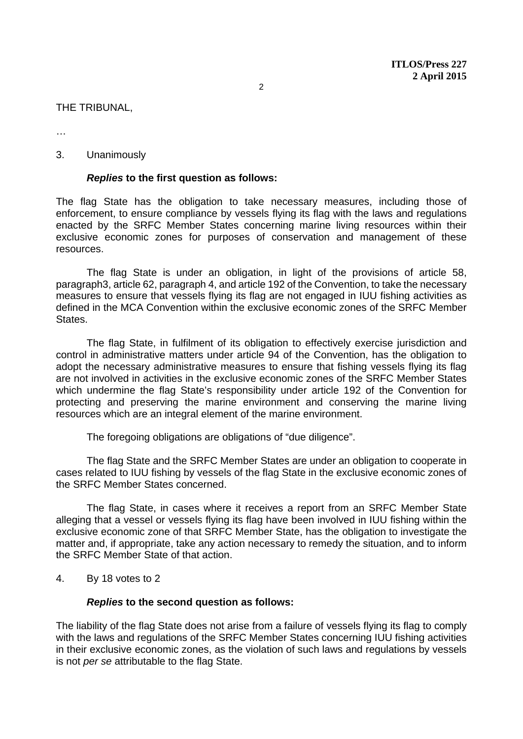THE TRIBUNAL,

…

3. Unanimously

***Replies*** **to the first question as follows:**

The flag State has the obligation to take necessary measures, including those of enforcement, to ensure compliance by vessels flying its flag with the laws and regulations enacted by the SRFC Member States concerning marine living resources within their exclusive economic zones for purposes of conservation and management of these resources.

The flag State is under an obligation, in light of the provisions of article 58, paragraph3, article 62, paragraph 4, and article 192 of the Convention, to take the necessary measures to ensure that vessels flying its flag are not engaged in IUU fishing activities as defined in the MCA Convention within the exclusive economic zones of the SRFC Member States.

The flag State, in fulfilment of its obligation to effectively exercise jurisdiction and control in administrative matters under article 94 of the Convention, has the obligation to adopt the necessary administrative measures to ensure that fishing vessels flying its flag are not involved in activities in the exclusive economic zones of the SRFC Member States which undermine the flag State's responsibility under article 192 of the Convention for protecting and preserving the marine environment and conserving the marine living resources which are an integral element of the marine environment.

The foregoing obligations are obligations of "due diligence".

The flag State and the SRFC Member States are under an obligation to cooperate in cases related to IUU fishing by vessels of the flag State in the exclusive economic zones of the SRFC Member States concerned.

The flag State, in cases where it receives a report from an SRFC Member State alleging that a vessel or vessels flying its flag have been involved in IUU fishing within the exclusive economic zone of that SRFC Member State, has the obligation to investigate the matter and, if appropriate, take any action necessary to remedy the situation, and to inform the SRFC Member State of that action.

4. By 18 votes to 2

***Replies*** **to the second question as follows:**

The liability of the flag State does not arise from a failure of vessels flying its flag to comply with the laws and regulations of the SRFC Member States concerning IUU fishing activities in their exclusive economic zones, as the violation of such laws and regulations by vessels is not *per se* attributable to the flag State.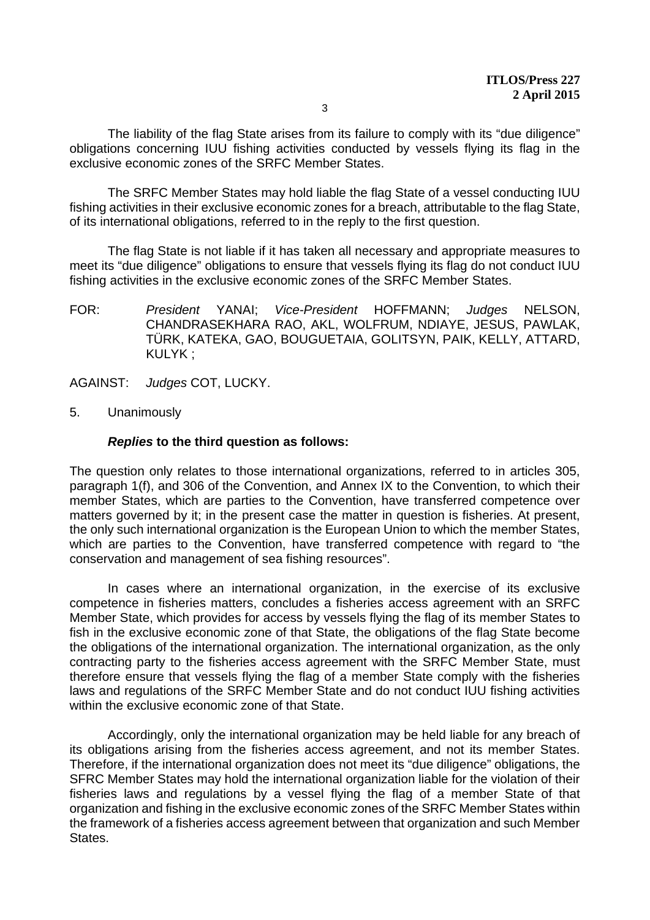The liability of the flag State arises from its failure to comply with its “due diligence” obligations concerning IUU fishing activities conducted by vessels flying its flag in the exclusive economic zones of the SRFC Member States.

The SRFC Member States may hold liable the flag State of a vessel conducting IUU fishing activities in their exclusive economic zones for a breach, attributable to the flag State, of its international obligations, referred to in the reply to the first question.

The flag State is not liable if it has taken all necessary and appropriate measures to meet its “due diligence” obligations to ensure that vessels flying its flag do not conduct IUU fishing activities in the exclusive economic zones of the SRFC Member States.

FOR: *President* YANAI; *Vice-President* HOFFMANN; *Judges* NELSON, CHANDRASEKHARA RAO, AKL, WOLFRUM, NDIAYE, JESUS, PAWLAK, TÜRK, KATEKA, GAO, BOUGUETAIA, GOLITSYN, PAIK, KELLY, ATTARD, KULYK ;

AGAINST: *Judges* COT, LUCKY.

5. Unanimously

***Replies* to the third question as follows:**

The question only relates to those international organizations, referred to in articles 305, paragraph 1(f), and 306 of the Convention, and Annex IX to the Convention, to which their member States, which are parties to the Convention, have transferred competence over matters governed by it; in the present case the matter in question is fisheries. At present, the only such international organization is the European Union to which the member States, which are parties to the Convention, have transferred competence with regard to “the conservation and management of sea fishing resources”.

In cases where an international organization, in the exercise of its exclusive competence in fisheries matters, concludes a fisheries access agreement with an SRFC Member State, which provides for access by vessels flying the flag of its member States to fish in the exclusive economic zone of that State, the obligations of the flag State become the obligations of the international organization. The international organization, as the only contracting party to the fisheries access agreement with the SRFC Member State, must therefore ensure that vessels flying the flag of a member State comply with the fisheries laws and regulations of the SRFC Member State and do not conduct IUU fishing activities within the exclusive economic zone of that State.

Accordingly, only the international organization may be held liable for any breach of its obligations arising from the fisheries access agreement, and not its member States. Therefore, if the international organization does not meet its “due diligence” obligations, the SFRC Member States may hold the international organization liable for the violation of their fisheries laws and regulations by a vessel flying the flag of a member State of that organization and fishing in the exclusive economic zones of the SRFC Member States within the framework of a fisheries access agreement between that organization and such Member States.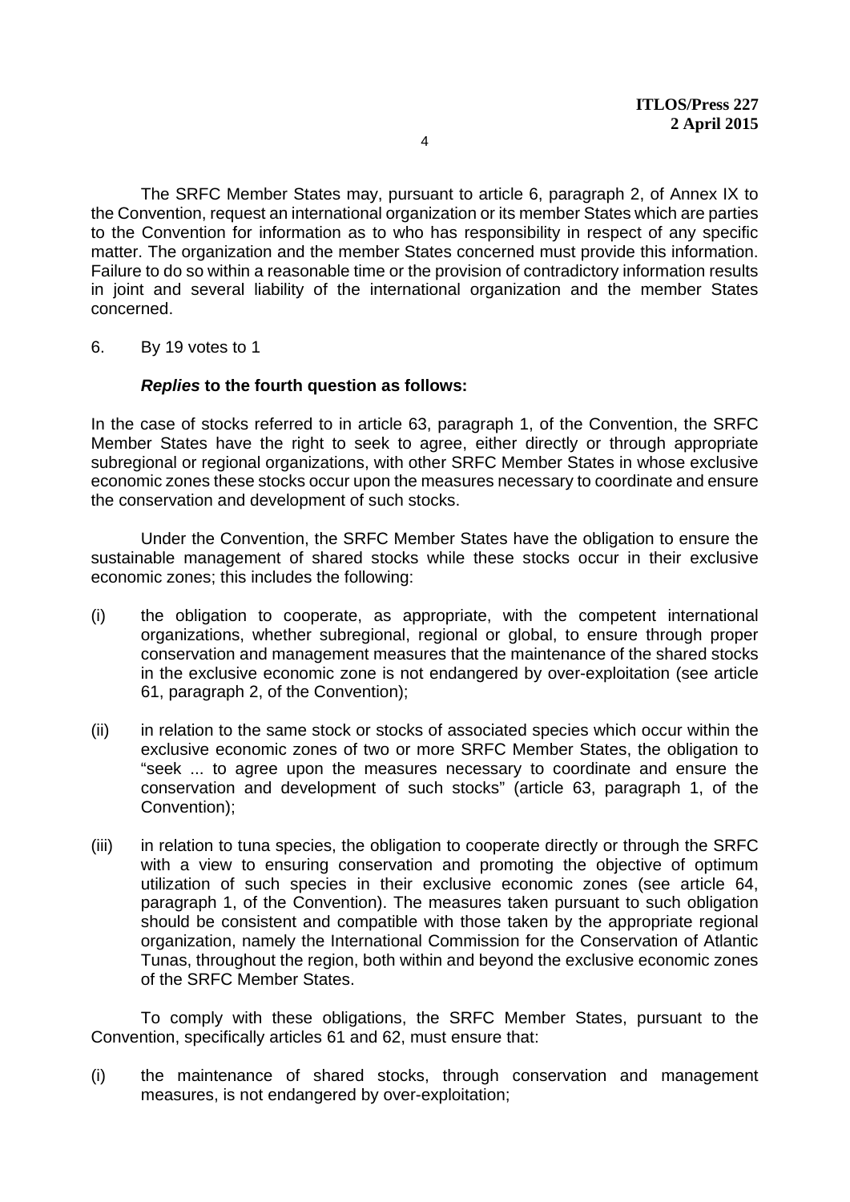The SRFC Member States may, pursuant to article 6, paragraph 2, of Annex IX to the Convention, request an international organization or its member States which are parties to the Convention for information as to who has responsibility in respect of any specific matter. The organization and the member States concerned must provide this information. Failure to do so within a reasonable time or the provision of contradictory information results in joint and several liability of the international organization and the member States concerned.

6. By 19 votes to 1

***Replies*** **to the fourth question as follows:**

In the case of stocks referred to in article 63, paragraph 1, of the Convention, the SRFC Member States have the right to seek to agree, either directly or through appropriate subregional or regional organizations, with other SRFC Member States in whose exclusive economic zones these stocks occur upon the measures necessary to coordinate and ensure the conservation and development of such stocks.

Under the Convention, the SRFC Member States have the obligation to ensure the sustainable management of shared stocks while these stocks occur in their exclusive economic zones; this includes the following:

(i) the obligation to cooperate, as appropriate, with the competent international organizations, whether subregional, regional or global, to ensure through proper conservation and management measures that the maintenance of the shared stocks in the exclusive economic zone is not endangered by over-exploitation (see article 61, paragraph 2, of the Convention);

(ii) in relation to the same stock or stocks of associated species which occur within the exclusive economic zones of two or more SRFC Member States, the obligation to "seek ... to agree upon the measures necessary to coordinate and ensure the conservation and development of such stocks" (article 63, paragraph 1, of the Convention);

(iii) in relation to tuna species, the obligation to cooperate directly or through the SRFC with a view to ensuring conservation and promoting the objective of optimum utilization of such species in their exclusive economic zones (see article 64, paragraph 1, of the Convention). The measures taken pursuant to such obligation should be consistent and compatible with those taken by the appropriate regional organization, namely the International Commission for the Conservation of Atlantic Tunas, throughout the region, both within and beyond the exclusive economic zones of the SRFC Member States.

To comply with these obligations, the SRFC Member States, pursuant to the Convention, specifically articles 61 and 62, must ensure that:

(i) the maintenance of shared stocks, through conservation and management measures, is not endangered by over-exploitation;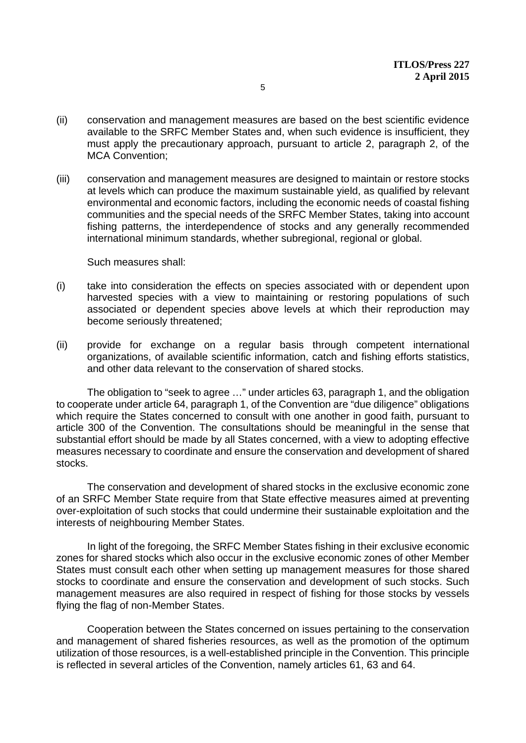(ii) conservation and management measures are based on the best scientific evidence available to the SRFC Member States and, when such evidence is insufficient, they must apply the precautionary approach, pursuant to article 2, paragraph 2, of the MCA Convention;

(iii) conservation and management measures are designed to maintain or restore stocks at levels which can produce the maximum sustainable yield, as qualified by relevant environmental and economic factors, including the economic needs of coastal fishing communities and the special needs of the SRFC Member States, taking into account fishing patterns, the interdependence of stocks and any generally recommended international minimum standards, whether subregional, regional or global.

Such measures shall:

(i) take into consideration the effects on species associated with or dependent upon harvested species with a view to maintaining or restoring populations of such associated or dependent species above levels at which their reproduction may become seriously threatened;

(ii) provide for exchange on a regular basis through competent international organizations, of available scientific information, catch and fishing efforts statistics, and other data relevant to the conservation of shared stocks.

The obligation to "seek to agree …" under articles 63, paragraph 1, and the obligation to cooperate under article 64, paragraph 1, of the Convention are "due diligence" obligations which require the States concerned to consult with one another in good faith, pursuant to article 300 of the Convention. The consultations should be meaningful in the sense that substantial effort should be made by all States concerned, with a view to adopting effective measures necessary to coordinate and ensure the conservation and development of shared stocks.

The conservation and development of shared stocks in the exclusive economic zone of an SRFC Member State require from that State effective measures aimed at preventing over-exploitation of such stocks that could undermine their sustainable exploitation and the interests of neighbouring Member States.

In light of the foregoing, the SRFC Member States fishing in their exclusive economic zones for shared stocks which also occur in the exclusive economic zones of other Member States must consult each other when setting up management measures for those shared stocks to coordinate and ensure the conservation and development of such stocks. Such management measures are also required in respect of fishing for those stocks by vessels flying the flag of non-Member States.

Cooperation between the States concerned on issues pertaining to the conservation and management of shared fisheries resources, as well as the promotion of the optimum utilization of those resources, is a well-established principle in the Convention. This principle is reflected in several articles of the Convention, namely articles 61, 63 and 64.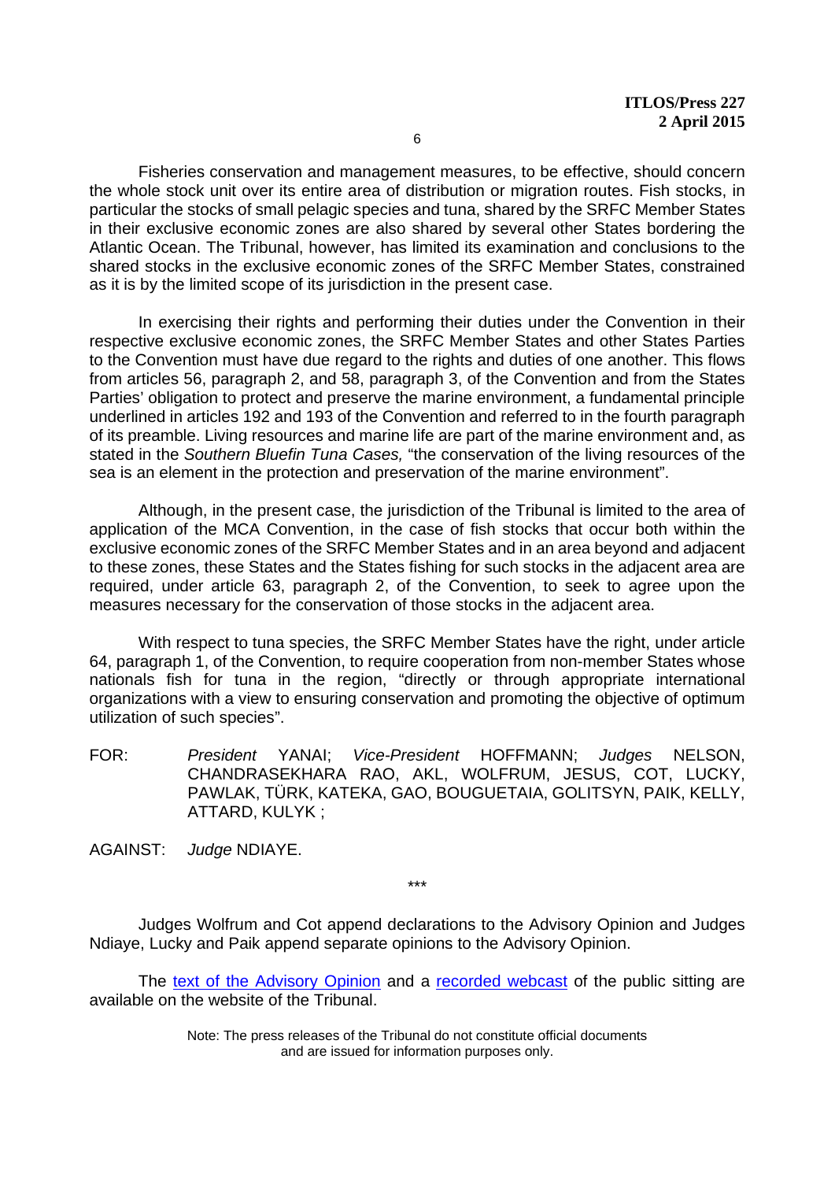Fisheries conservation and management measures, to be effective, should concern the whole stock unit over its entire area of distribution or migration routes. Fish stocks, in particular the stocks of small pelagic species and tuna, shared by the SRFC Member States in their exclusive economic zones are also shared by several other States bordering the Atlantic Ocean. The Tribunal, however, has limited its examination and conclusions to the shared stocks in the exclusive economic zones of the SRFC Member States, constrained as it is by the limited scope of its jurisdiction in the present case.

In exercising their rights and performing their duties under the Convention in their respective exclusive economic zones, the SRFC Member States and other States Parties to the Convention must have due regard to the rights and duties of one another. This flows from articles 56, paragraph 2, and 58, paragraph 3, of the Convention and from the States Parties' obligation to protect and preserve the marine environment, a fundamental principle underlined in articles 192 and 193 of the Convention and referred to in the fourth paragraph of its preamble. Living resources and marine life are part of the marine environment and, as stated in the *Southern Bluefin Tuna Cases,* "the conservation of the living resources of the sea is an element in the protection and preservation of the marine environment".

Although, in the present case, the jurisdiction of the Tribunal is limited to the area of application of the MCA Convention, in the case of fish stocks that occur both within the exclusive economic zones of the SRFC Member States and in an area beyond and adjacent to these zones, these States and the States fishing for such stocks in the adjacent area are required, under article 63, paragraph 2, of the Convention, to seek to agree upon the measures necessary for the conservation of those stocks in the adjacent area.

With respect to tuna species, the SRFC Member States have the right, under article 64, paragraph 1, of the Convention, to require cooperation from non-member States whose nationals fish for tuna in the region, "directly or through appropriate international organizations with a view to ensuring conservation and promoting the objective of optimum utilization of such species".

FOR: *President* YANAI; *Vice-President* HOFFMANN; *Judges* NELSON, CHANDRASEKHARA RAO, AKL, WOLFRUM, JESUS, COT, LUCKY, PAWLAK, TÜRK, KATEKA, GAO, BOUGUETAIA, GOLITSYN, PAIK, KELLY, ATTARD, KULYK ;

AGAINST: *Judge* NDIAYE.

\*\*\*

Judges Wolfrum and Cot append declarations to the Advisory Opinion and Judges Ndiaye, Lucky and Paik append separate opinions to the Advisory Opinion.

The text of the Advisory Opinion and a recorded webcast of the public sitting are available on the website of the Tribunal.

Note: The press releases of the Tribunal do not constitute official documents and are issued for information purposes only.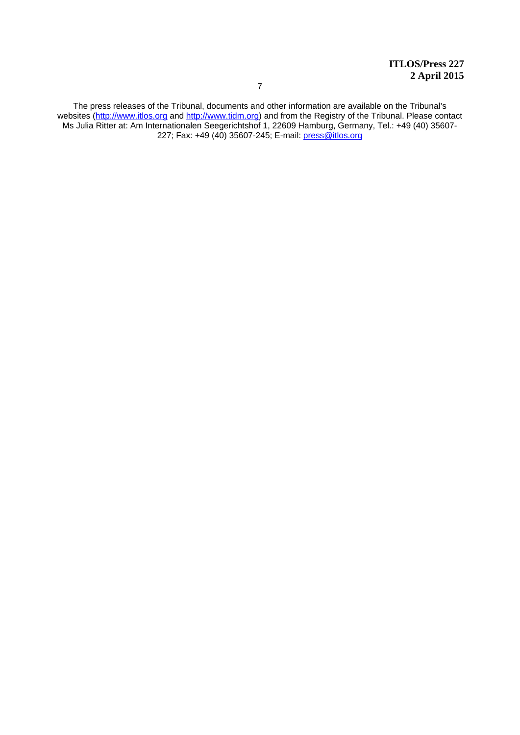The press releases of the Tribunal, documents and other information are available on the Tribunal's websites (http://www.itlos.org and http://www.tidm.org) and from the Registry of the Tribunal. Please contact Ms Julia Ritter at: Am Internationalen Seegerichtshof 1, 22609 Hamburg, Germany, Tel.: +49 (40) 35607-227; Fax: +49 (40) 35607-245; E-mail: press@itlos.org